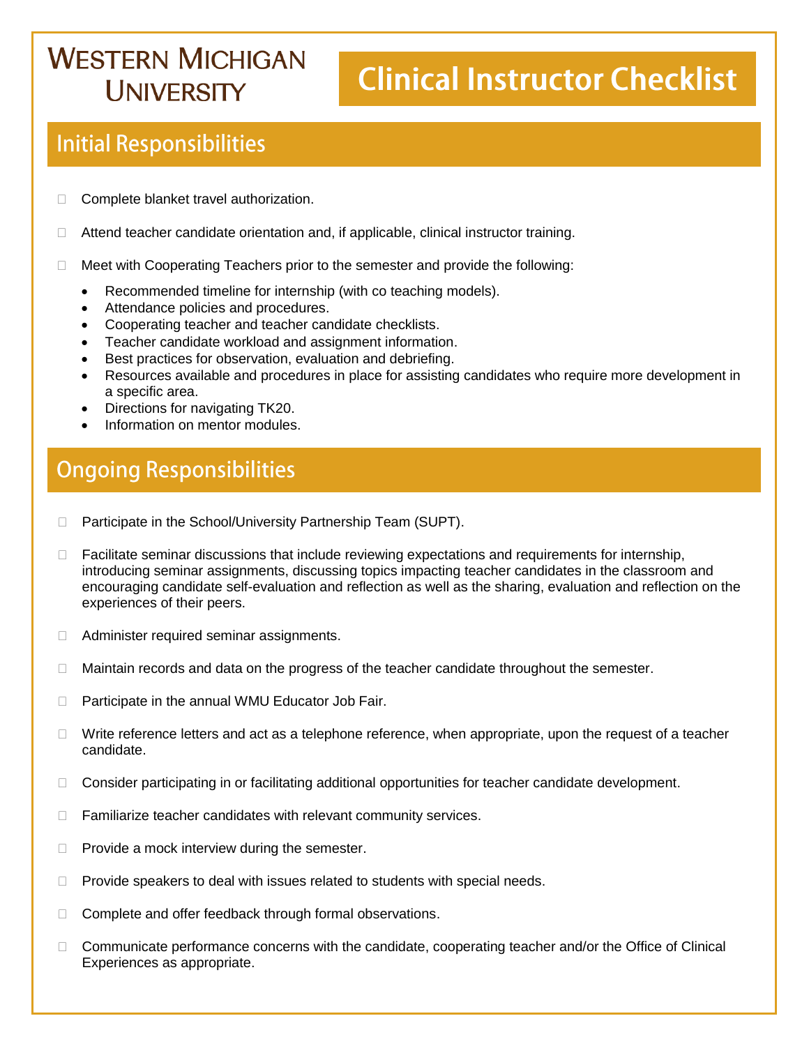# Western Michigan University

# Clinical Instructor Checklist

## Initial Responsibilities

- [ ] Complete blanket travel authorization.
- [ ] Attend teacher candidate orientation and, if applicable, clinical instructor training.
- [ ] Meet with Cooperating Teachers prior to the semester and provide the following:
  - Recommended timeline for internship (with co teaching models).
  - Attendance policies and procedures.
  - Cooperating teacher and teacher candidate checklists.
  - Teacher candidate workload and assignment information.
  - Best practices for observation, evaluation and debriefing.
  - Resources available and procedures in place for assisting candidates who require more development in a specific area.
  - Directions for navigating TK20.
  - Information on mentor modules.

## Ongoing Responsibilities

- [ ] Participate in the School/University Partnership Team (SUPT).
- [ ] Facilitate seminar discussions that include reviewing expectations and requirements for internship, introducing seminar assignments, discussing topics impacting teacher candidates in the classroom and encouraging candidate self-evaluation and reflection as well as the sharing, evaluation and reflection on the experiences of their peers.
- [ ] Administer required seminar assignments.
- [ ] Maintain records and data on the progress of the teacher candidate throughout the semester.
- [ ] Participate in the annual WMU Educator Job Fair.
- [ ] Write reference letters and act as a telephone reference, when appropriate, upon the request of a teacher candidate.
- [ ] Consider participating in or facilitating additional opportunities for teacher candidate development.
- [ ] Familiarize teacher candidates with relevant community services.
- [ ] Provide a mock interview during the semester.
- [ ] Provide speakers to deal with issues related to students with special needs.
- [ ] Complete and offer feedback through formal observations.
- [ ] Communicate performance concerns with the candidate, cooperating teacher and/or the Office of Clinical Experiences as appropriate.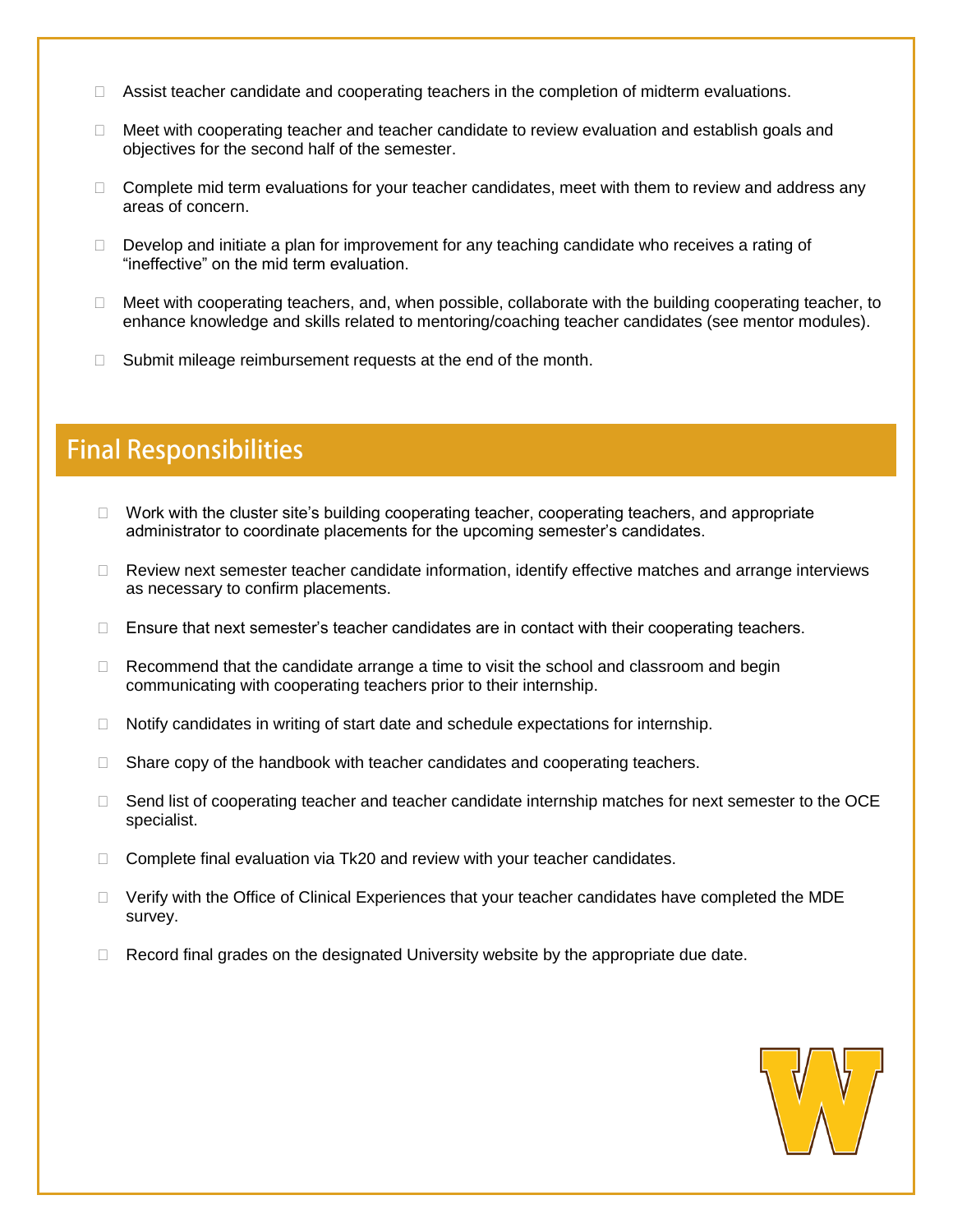- Assist teacher candidate and cooperating teachers in the completion of midterm evaluations.
- Meet with cooperating teacher and teacher candidate to review evaluation and establish goals and objectives for the second half of the semester.
- Complete mid term evaluations for your teacher candidates, meet with them to review and address any areas of concern.
- Develop and initiate a plan for improvement for any teaching candidate who receives a rating of "ineffective" on the mid term evaluation.
- Meet with cooperating teachers, and, when possible, collaborate with the building cooperating teacher, to enhance knowledge and skills related to mentoring/coaching teacher candidates (see mentor modules).
- Submit mileage reimbursement requests at the end of the month.

## Final Responsibilities

- Work with the cluster site's building cooperating teacher, cooperating teachers, and appropriate administrator to coordinate placements for the upcoming semester's candidates.
- Review next semester teacher candidate information, identify effective matches and arrange interviews as necessary to confirm placements.
- Ensure that next semester's teacher candidates are in contact with their cooperating teachers.
- Recommend that the candidate arrange a time to visit the school and classroom and begin communicating with cooperating teachers prior to their internship.
- Notify candidates in writing of start date and schedule expectations for internship.
- Share copy of the handbook with teacher candidates and cooperating teachers.
- Send list of cooperating teacher and teacher candidate internship matches for next semester to the OCE specialist.
- Complete final evaluation via Tk20 and review with your teacher candidates.
- Verify with the Office of Clinical Experiences that your teacher candidates have completed the MDE survey.
- Record final grades on the designated University website by the appropriate due date.